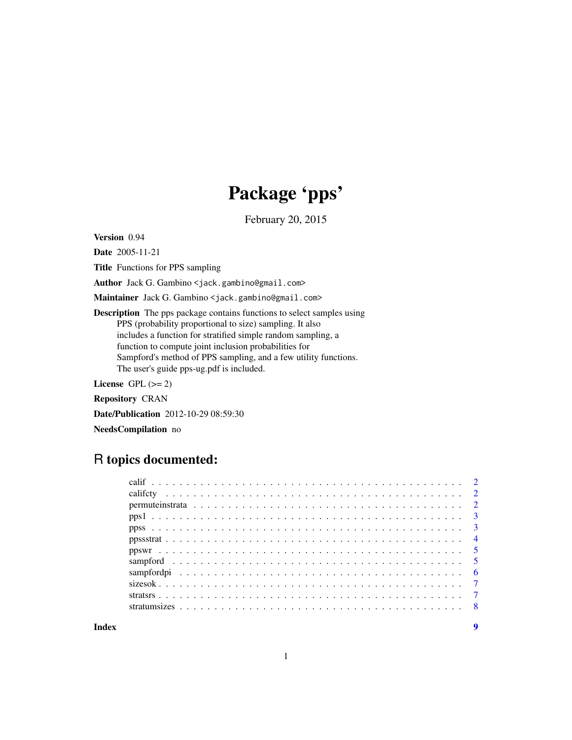# Package 'pps'

February 20, 2015

**Version** 0.94

**Date** 2005-11-21

**Title** Functions for PPS sampling

**Author** Jack G. Gambino <jack.gambino@gmail.com>

**Maintainer** Jack G. Gambino <jack.gambino@gmail.com>

**Description** The pps package contains functions to select samples using PPS (probability proportional to size) sampling. It also includes a function for stratified simple random sampling, a function to compute joint inclusion probabilities for Sampford's method of PPS sampling, and a few utility functions. The user's guide pps-ug.pdf is included.

**License** GPL (>= 2)

**Repository** CRAN

**Date/Publication** 2012-10-29 08:59:30

**NeedsCompilation** no

## R topics documented:

| | |
|---|---|
| calif | 2 |
| califcty | 2 |
| permuteinstrata | 2 |
| pps1 | 3 |
| ppss | 3 |
| ppssstrat | 4 |
| ppswr | 5 |
| sampford | 5 |
| sampfordpi | 6 |
| sizesok | 7 |
| stratsrs | 7 |
| stratumsizes | 8 |
| **Index** | **9** |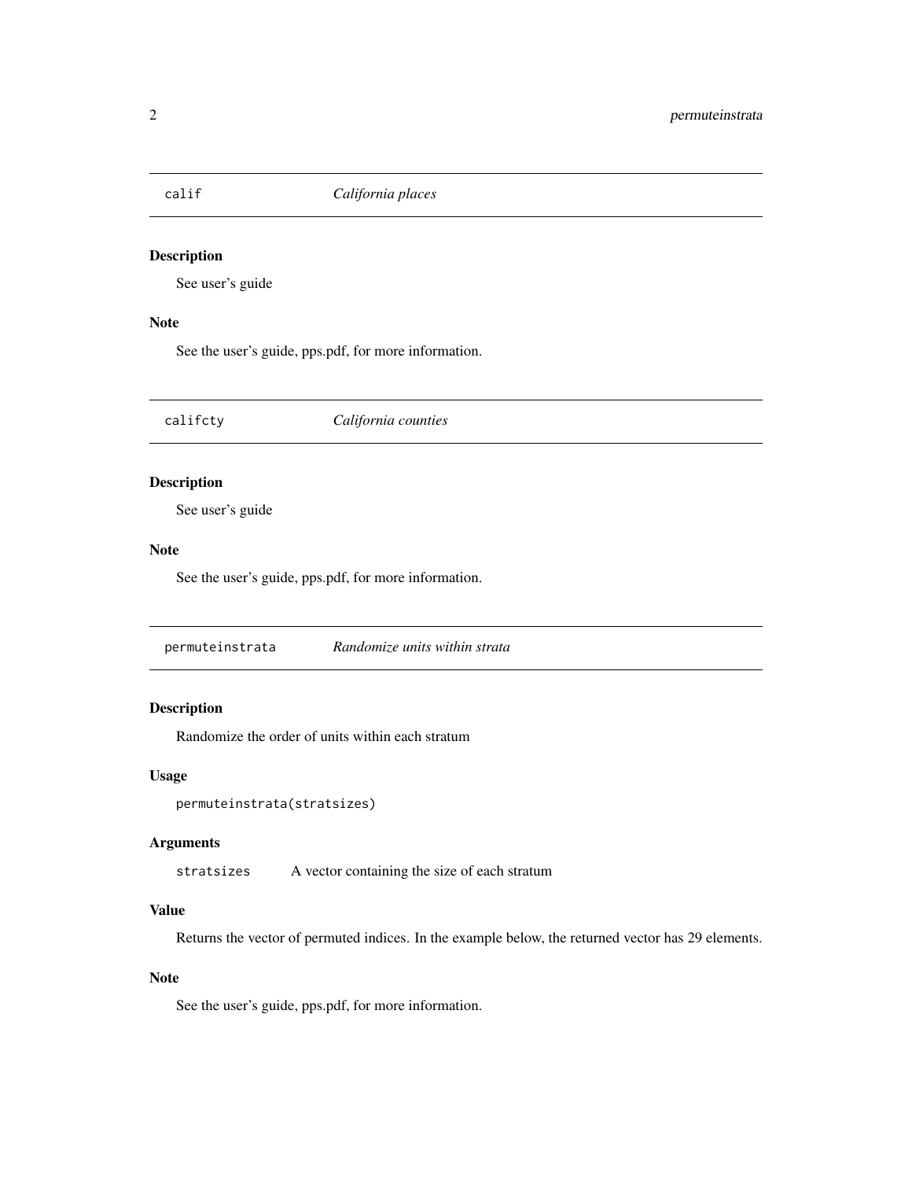## calif — *California places*

### Description

See user's guide

### Note

See the user's guide, pps.pdf, for more information.

## califcty — *California counties*

### Description

See user's guide

### Note

See the user's guide, pps.pdf, for more information.

## permuteinstrata — *Randomize units within strata*

### Description

Randomize the order of units within each stratum

### Usage

```
permuteinstrata(stratsizes)
```

### Arguments

| | |
|---|---|
| stratsizes | A vector containing the size of each stratum |

### Value

Returns the vector of permuted indices. In the example below, the returned vector has 29 elements.

### Note

See the user's guide, pps.pdf, for more information.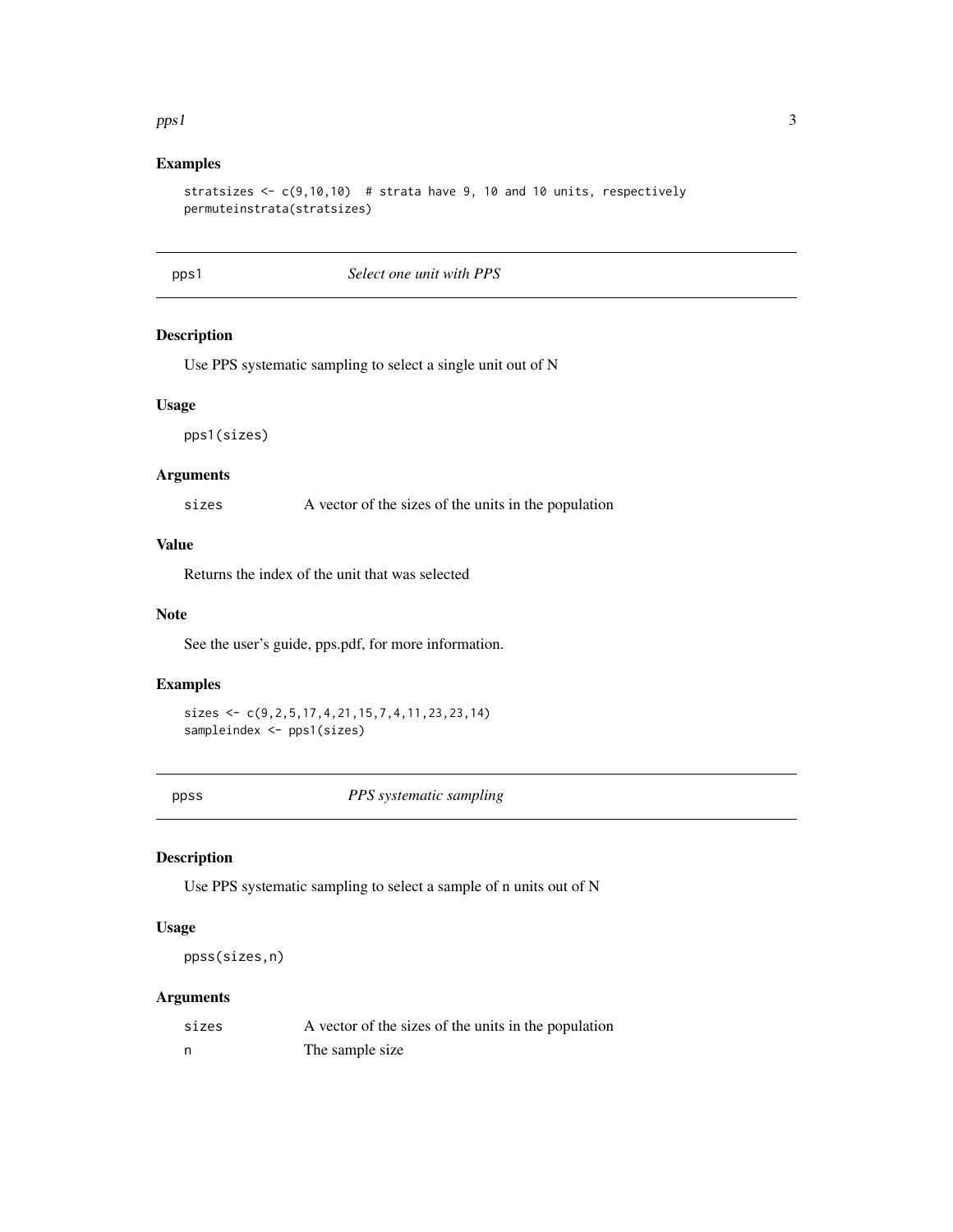## Examples

```
stratsizes <- c(9,10,10)  # strata have 9, 10 and 10 units, respectively
permuteinstrata(stratsizes)
```

---

## pps1 — *Select one unit with PPS*

### Description

Use PPS systematic sampling to select a single unit out of N

### Usage

```
pps1(sizes)
```

### Arguments

| | |
|---|---|
| sizes | A vector of the sizes of the units in the population |

### Value

Returns the index of the unit that was selected

### Note

See the user's guide, pps.pdf, for more information.

### Examples

```
sizes <- c(9,2,5,17,4,21,15,7,4,11,23,23,14)
sampleindex <- pps1(sizes)
```

---

## ppss — *PPS systematic sampling*

### Description

Use PPS systematic sampling to select a sample of n units out of N

### Usage

```
ppss(sizes,n)
```

### Arguments

| | |
|---|---|
| sizes | A vector of the sizes of the units in the population |
| n | The sample size |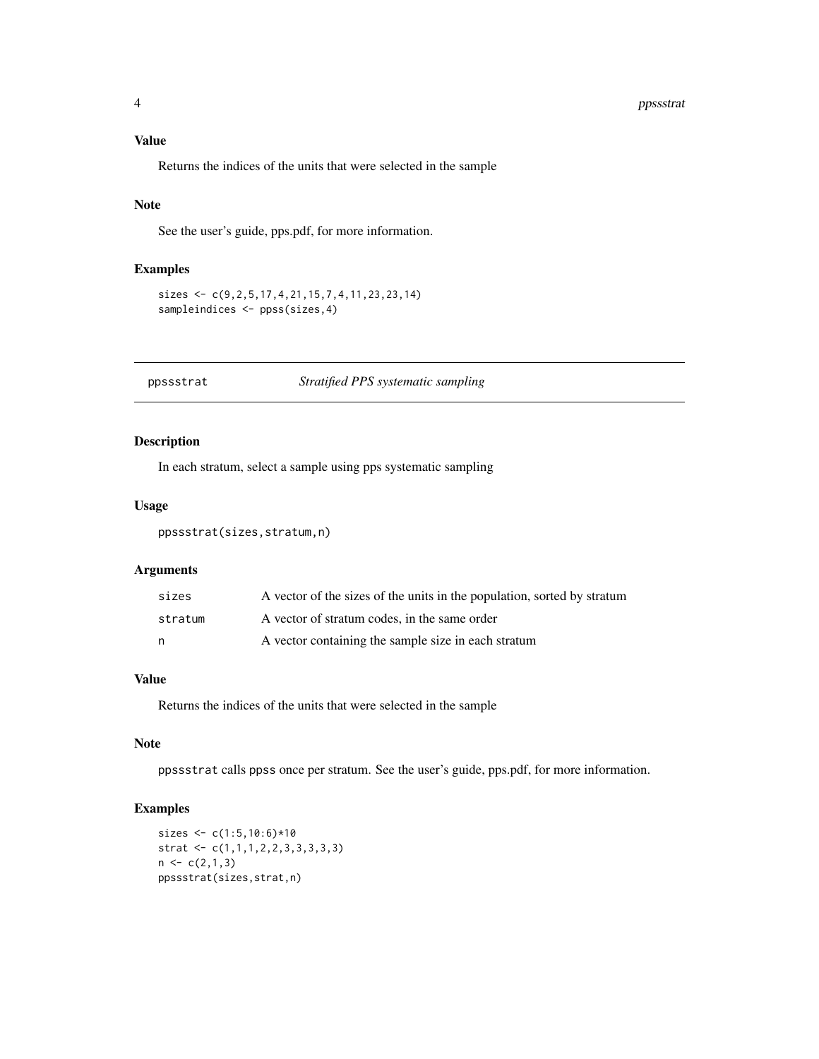## Value

Returns the indices of the units that were selected in the sample

## Note

See the user's guide, pps.pdf, for more information.

## Examples

```
sizes <- c(9,2,5,17,4,21,15,7,4,11,23,23,14)
sampleindices <- ppss(sizes,4)
```

---

# ppssstrat — *Stratified PPS systematic sampling*

---

## Description

In each stratum, select a sample using pps systematic sampling

## Usage

```
ppssstrat(sizes,stratum,n)
```

## Arguments

| | |
|---|---|
| sizes | A vector of the sizes of the units in the population, sorted by stratum |
| stratum | A vector of stratum codes, in the same order |
| n | A vector containing the sample size in each stratum |

## Value

Returns the indices of the units that were selected in the sample

## Note

ppssstrat calls ppss once per stratum. See the user's guide, pps.pdf, for more information.

## Examples

```
sizes <- c(1:5,10:6)*10
strat <- c(1,1,1,2,2,3,3,3,3,3)
n <- c(2,1,3)
ppssstrat(sizes,strat,n)
```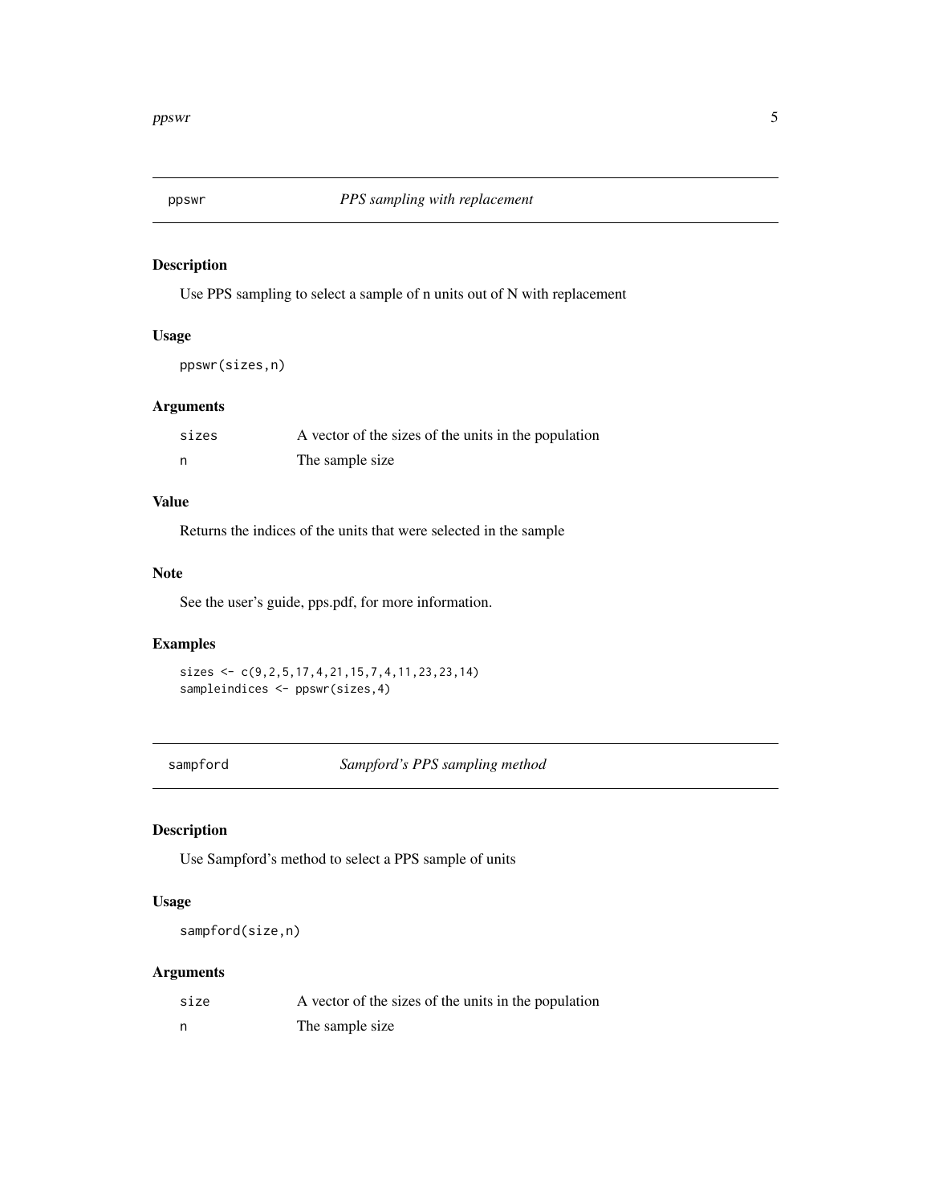## ppswr — *PPS sampling with replacement*

### Description

Use PPS sampling to select a sample of n units out of N with replacement

### Usage

```
ppswr(sizes,n)
```

### Arguments

| | |
|---|---|
| sizes | A vector of the sizes of the units in the population |
| n | The sample size |

### Value

Returns the indices of the units that were selected in the sample

### Note

See the user's guide, pps.pdf, for more information.

### Examples

```
sizes <- c(9,2,5,17,4,21,15,7,4,11,23,23,14)
sampleindices <- ppswr(sizes,4)
```

## sampford — *Sampford's PPS sampling method*

### Description

Use Sampford's method to select a PPS sample of units

### Usage

```
sampford(size,n)
```

### Arguments

| | |
|---|---|
| size | A vector of the sizes of the units in the population |
| n | The sample size |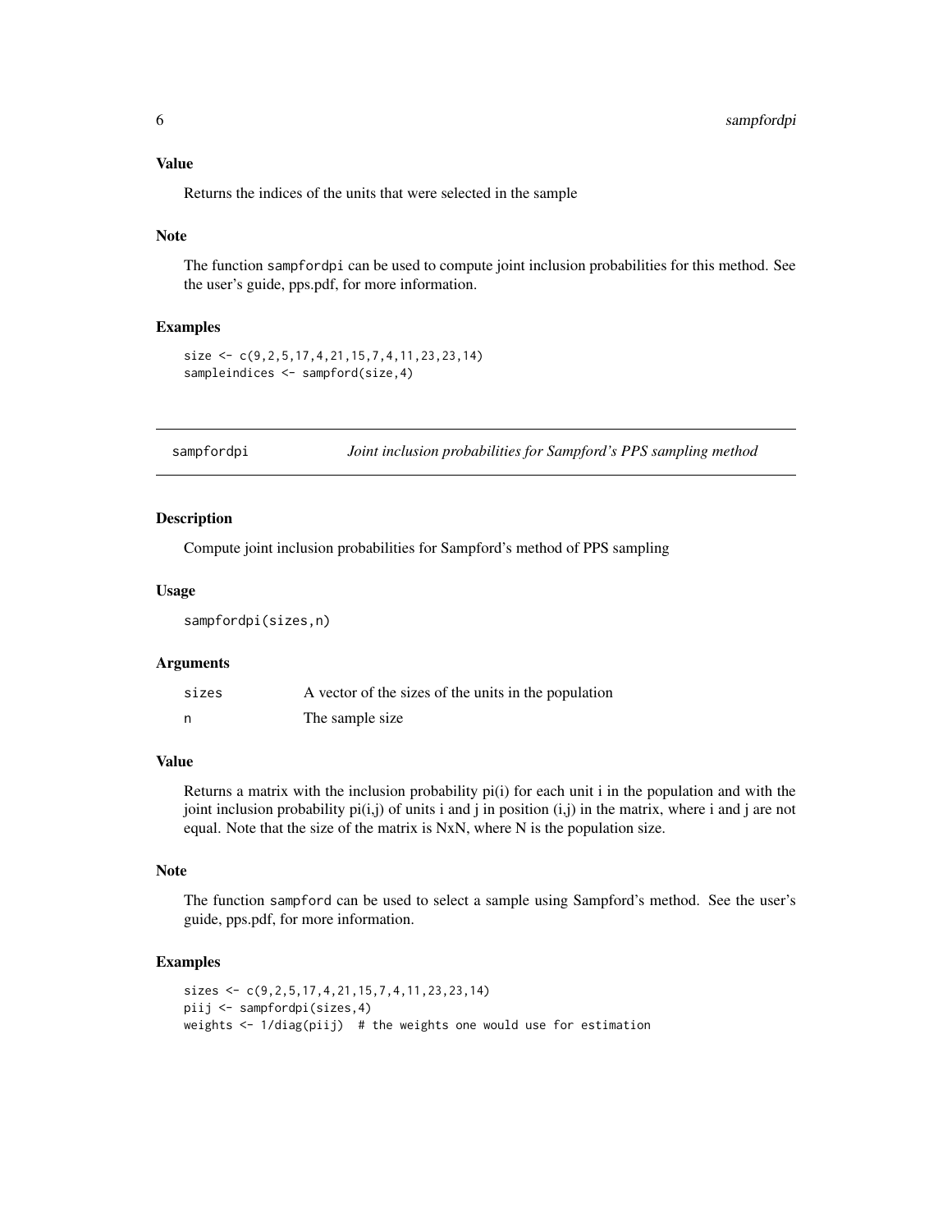### Value

Returns the indices of the units that were selected in the sample

### Note

The function sampfordpi can be used to compute joint inclusion probabilities for this method. See the user's guide, pps.pdf, for more information.

### Examples

```
size <- c(9,2,5,17,4,21,15,7,4,11,23,23,14)
sampleindices <- sampford(size,4)
```

---

## sampfordpi *Joint inclusion probabilities for Sampford's PPS sampling method*

---

### Description

Compute joint inclusion probabilities for Sampford's method of PPS sampling

### Usage

```
sampfordpi(sizes,n)
```

### Arguments

| | |
|---|---|
| sizes | A vector of the sizes of the units in the population |
| n | The sample size |

### Value

Returns a matrix with the inclusion probability pi(i) for each unit i in the population and with the joint inclusion probability pi(i,j) of units i and j in position (i,j) in the matrix, where i and j are not equal. Note that the size of the matrix is NxN, where N is the population size.

### Note

The function sampford can be used to select a sample using Sampford's method. See the user's guide, pps.pdf, for more information.

### Examples

```
sizes <- c(9,2,5,17,4,21,15,7,4,11,23,23,14)
piij <- sampfordpi(sizes,4)
weights <- 1/diag(piij)  # the weights one would use for estimation
```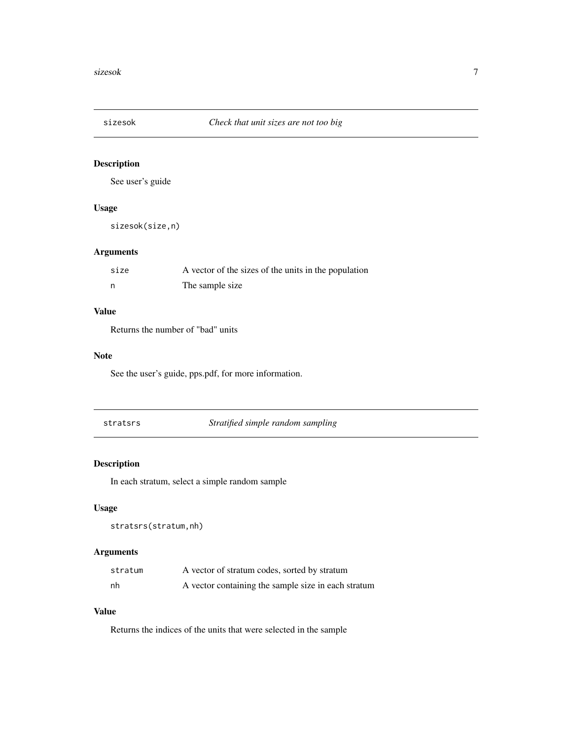## sizesok — *Check that unit sizes are not too big*

### Description

See user's guide

### Usage

```
sizesok(size,n)
```

### Arguments

| | |
|---|---|
| `size` | A vector of the sizes of the units in the population |
| `n` | The sample size |

### Value

Returns the number of "bad" units

### Note

See the user's guide, pps.pdf, for more information.

## stratsrs — *Stratified simple random sampling*

### Description

In each stratum, select a simple random sample

### Usage

```
stratsrs(stratum,nh)
```

### Arguments

| | |
|---|---|
| `stratum` | A vector of stratum codes, sorted by stratum |
| `nh` | A vector containing the sample size in each stratum |

### Value

Returns the indices of the units that were selected in the sample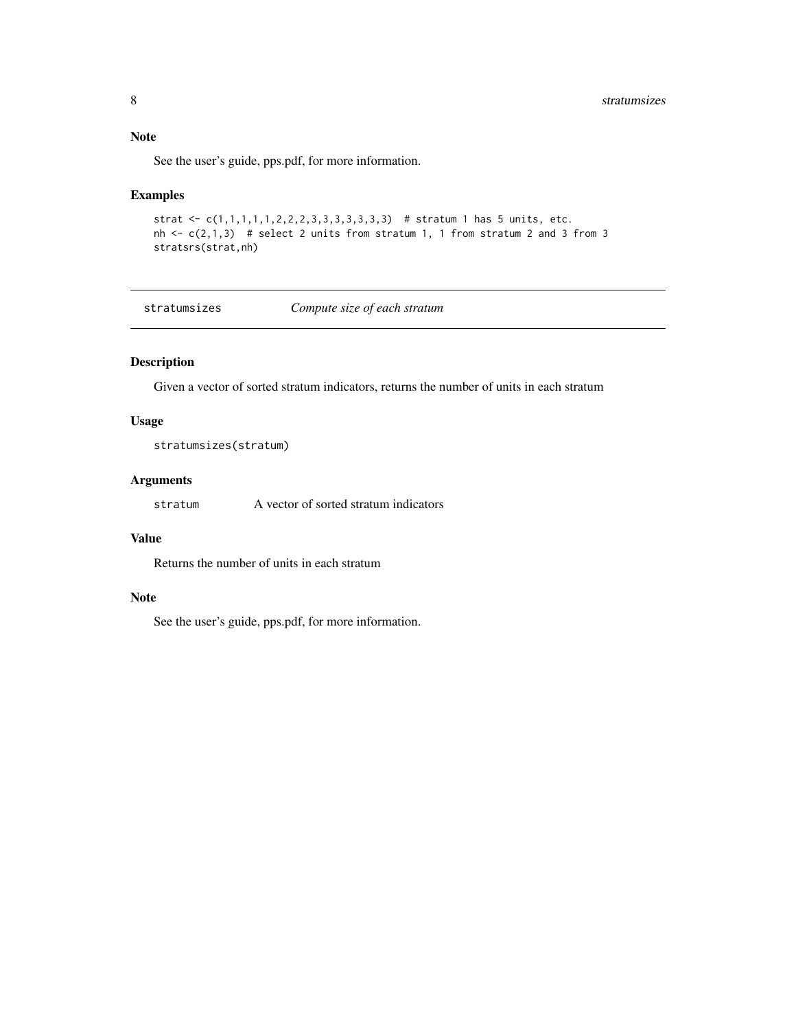### Note

See the user's guide, pps.pdf, for more information.

### Examples

```
strat <- c(1,1,1,1,1,2,2,2,3,3,3,3,3,3,3)  # stratum 1 has 5 units, etc.
nh <- c(2,1,3)  # select 2 units from stratum 1, 1 from stratum 2 and 3 from 3
stratsrs(strat,nh)
```

---

## stratumsizes — *Compute size of each stratum*

---

### Description

Given a vector of sorted stratum indicators, returns the number of units in each stratum

### Usage

```
stratumsizes(stratum)
```

### Arguments

| | |
|---|---|
| `stratum` | A vector of sorted stratum indicators |

### Value

Returns the number of units in each stratum

### Note

See the user's guide, pps.pdf, for more information.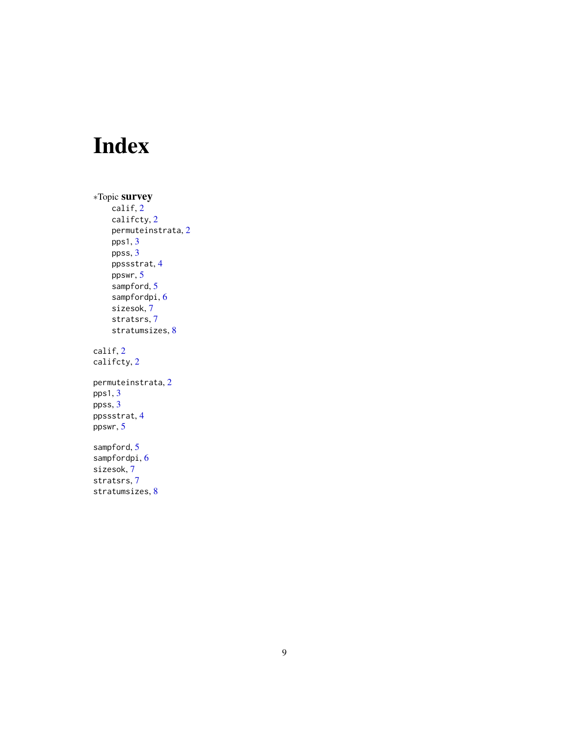# Index

*Topic **survey**

- calif, 2
- califcty, 2
- permuteinstrata, 2
- pps1, 3
- ppss, 3
- ppssstrat, 4
- ppswr, 5
- sampford, 5
- sampfordpi, 6
- sizesok, 7
- stratsrs, 7
- stratumsizes, 8

calif, 2
califcty, 2

permuteinstrata, 2
pps1, 3
ppss, 3
ppssstrat, 4
ppswr, 5

sampford, 5
sampfordpi, 6
sizesok, 7
stratsrs, 7
stratumsizes, 8